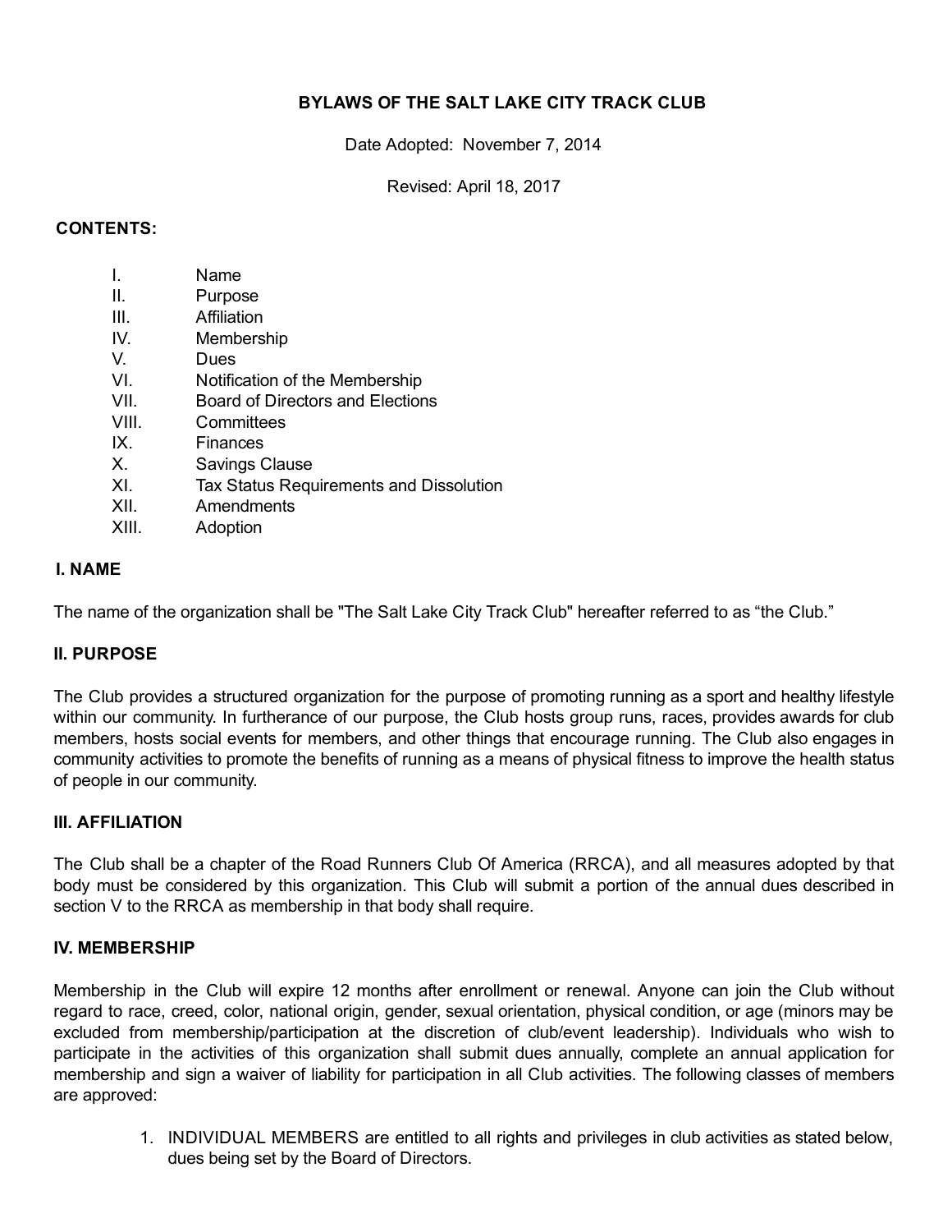# BYLAWS OF THE SALT LAKE CITY TRACK CLUB

Date Adopted: November 7, 2014

Revised: April 18, 2017

**CONTENTS:**

I. Name
II. Purpose
III. Affiliation
IV. Membership
V. Dues
VI. Notification of the Membership
VII. Board of Directors and Elections
VIII. Committees
IX. Finances
X. Savings Clause
XI. Tax Status Requirements and Dissolution
XII. Amendments
XIII. Adoption

## I. NAME

The name of the organization shall be "The Salt Lake City Track Club" hereafter referred to as "the Club."

## II. PURPOSE

The Club provides a structured organization for the purpose of promoting running as a sport and healthy lifestyle within our community. In furtherance of our purpose, the Club hosts group runs, races, provides awards for club members, hosts social events for members, and other things that encourage running. The Club also engages in community activities to promote the benefits of running as a means of physical fitness to improve the health status of people in our community.

## III. AFFILIATION

The Club shall be a chapter of the Road Runners Club Of America (RRCA), and all measures adopted by that body must be considered by this organization. This Club will submit a portion of the annual dues described in section V to the RRCA as membership in that body shall require.

## IV. MEMBERSHIP

Membership in the Club will expire 12 months after enrollment or renewal. Anyone can join the Club without regard to race, creed, color, national origin, gender, sexual orientation, physical condition, or age (minors may be excluded from membership/participation at the discretion of club/event leadership). Individuals who wish to participate in the activities of this organization shall submit dues annually, complete an annual application for membership and sign a waiver of liability for participation in all Club activities. The following classes of members are approved:

1. INDIVIDUAL MEMBERS are entitled to all rights and privileges in club activities as stated below, dues being set by the Board of Directors.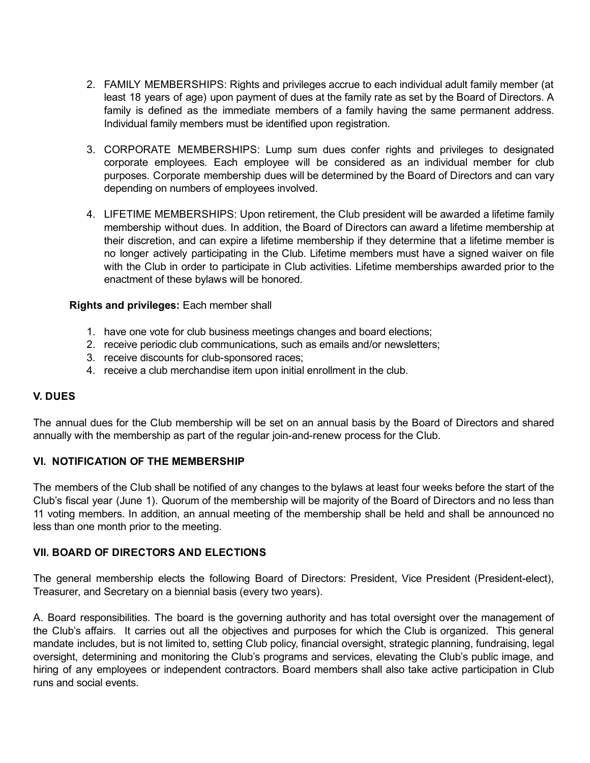2. FAMILY MEMBERSHIPS: Rights and privileges accrue to each individual adult family member (at least 18 years of age) upon payment of dues at the family rate as set by the Board of Directors. A family is defined as the immediate members of a family having the same permanent address. Individual family members must be identified upon registration.

3. CORPORATE MEMBERSHIPS: Lump sum dues confer rights and privileges to designated corporate employees. Each employee will be considered as an individual member for club purposes. Corporate membership dues will be determined by the Board of Directors and can vary depending on numbers of employees involved.

4. LIFETIME MEMBERSHIPS: Upon retirement, the Club president will be awarded a lifetime family membership without dues. In addition, the Board of Directors can award a lifetime membership at their discretion, and can expire a lifetime membership if they determine that a lifetime member is no longer actively participating in the Club. Lifetime members must have a signed waiver on file with the Club in order to participate in Club activities. Lifetime memberships awarded prior to the enactment of these bylaws will be honored.

**Rights and privileges:** Each member shall

1. have one vote for club business meetings changes and board elections;
2. receive periodic club communications, such as emails and/or newsletters;
3. receive discounts for club-sponsored races;
4. receive a club merchandise item upon initial enrollment in the club.

### V. DUES

The annual dues for the Club membership will be set on an annual basis by the Board of Directors and shared annually with the membership as part of the regular join-and-renew process for the Club.

### VI. NOTIFICATION OF THE MEMBERSHIP

The members of the Club shall be notified of any changes to the bylaws at least four weeks before the start of the Club's fiscal year (June 1). Quorum of the membership will be majority of the Board of Directors and no less than 11 voting members. In addition, an annual meeting of the membership shall be held and shall be announced no less than one month prior to the meeting.

### VII. BOARD OF DIRECTORS AND ELECTIONS

The general membership elects the following Board of Directors: President, Vice President (President-elect), Treasurer, and Secretary on a biennial basis (every two years).

A. Board responsibilities. The board is the governing authority and has total oversight over the management of the Club's affairs. It carries out all the objectives and purposes for which the Club is organized. This general mandate includes, but is not limited to, setting Club policy, financial oversight, strategic planning, fundraising, legal oversight, determining and monitoring the Club's programs and services, elevating the Club's public image, and hiring of any employees or independent contractors. Board members shall also take active participation in Club runs and social events.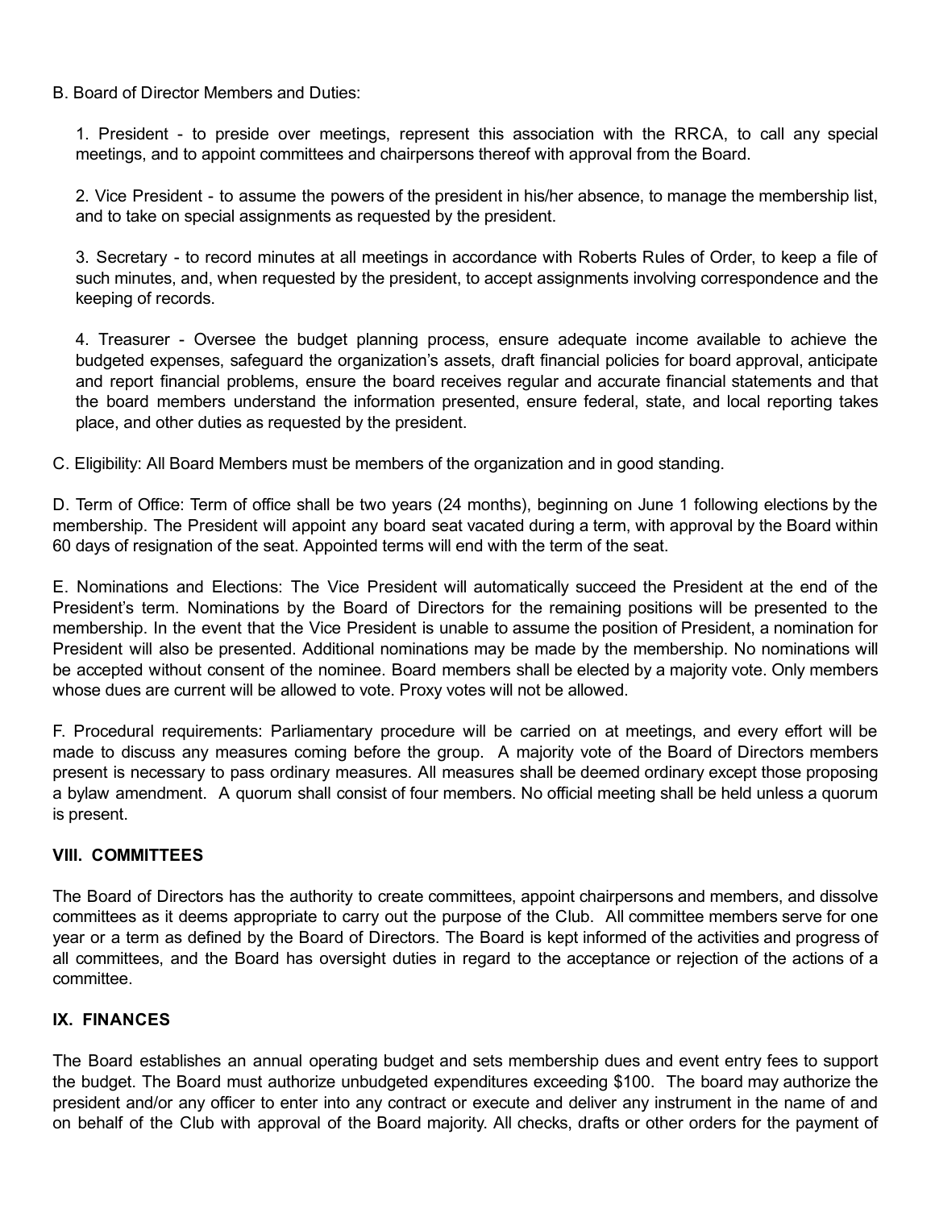B. Board of Director Members and Duties:

1. President - to preside over meetings, represent this association with the RRCA, to call any special meetings, and to appoint committees and chairpersons thereof with approval from the Board.

2. Vice President - to assume the powers of the president in his/her absence, to manage the membership list, and to take on special assignments as requested by the president.

3. Secretary - to record minutes at all meetings in accordance with Roberts Rules of Order, to keep a file of such minutes, and, when requested by the president, to accept assignments involving correspondence and the keeping of records.

4. Treasurer - Oversee the budget planning process, ensure adequate income available to achieve the budgeted expenses, safeguard the organization's assets, draft financial policies for board approval, anticipate and report financial problems, ensure the board receives regular and accurate financial statements and that the board members understand the information presented, ensure federal, state, and local reporting takes place, and other duties as requested by the president.

C. Eligibility: All Board Members must be members of the organization and in good standing.

D. Term of Office: Term of office shall be two years (24 months), beginning on June 1 following elections by the membership. The President will appoint any board seat vacated during a term, with approval by the Board within 60 days of resignation of the seat. Appointed terms will end with the term of the seat.

E. Nominations and Elections: The Vice President will automatically succeed the President at the end of the President's term. Nominations by the Board of Directors for the remaining positions will be presented to the membership. In the event that the Vice President is unable to assume the position of President, a nomination for President will also be presented. Additional nominations may be made by the membership. No nominations will be accepted without consent of the nominee. Board members shall be elected by a majority vote. Only members whose dues are current will be allowed to vote. Proxy votes will not be allowed.

F. Procedural requirements: Parliamentary procedure will be carried on at meetings, and every effort will be made to discuss any measures coming before the group. A majority vote of the Board of Directors members present is necessary to pass ordinary measures. All measures shall be deemed ordinary except those proposing a bylaw amendment. A quorum shall consist of four members. No official meeting shall be held unless a quorum is present.

## VIII. COMMITTEES

The Board of Directors has the authority to create committees, appoint chairpersons and members, and dissolve committees as it deems appropriate to carry out the purpose of the Club. All committee members serve for one year or a term as defined by the Board of Directors. The Board is kept informed of the activities and progress of all committees, and the Board has oversight duties in regard to the acceptance or rejection of the actions of a committee.

## IX. FINANCES

The Board establishes an annual operating budget and sets membership dues and event entry fees to support the budget. The Board must authorize unbudgeted expenditures exceeding $100. The board may authorize the president and/or any officer to enter into any contract or execute and deliver any instrument in the name of and on behalf of the Club with approval of the Board majority. All checks, drafts or other orders for the payment of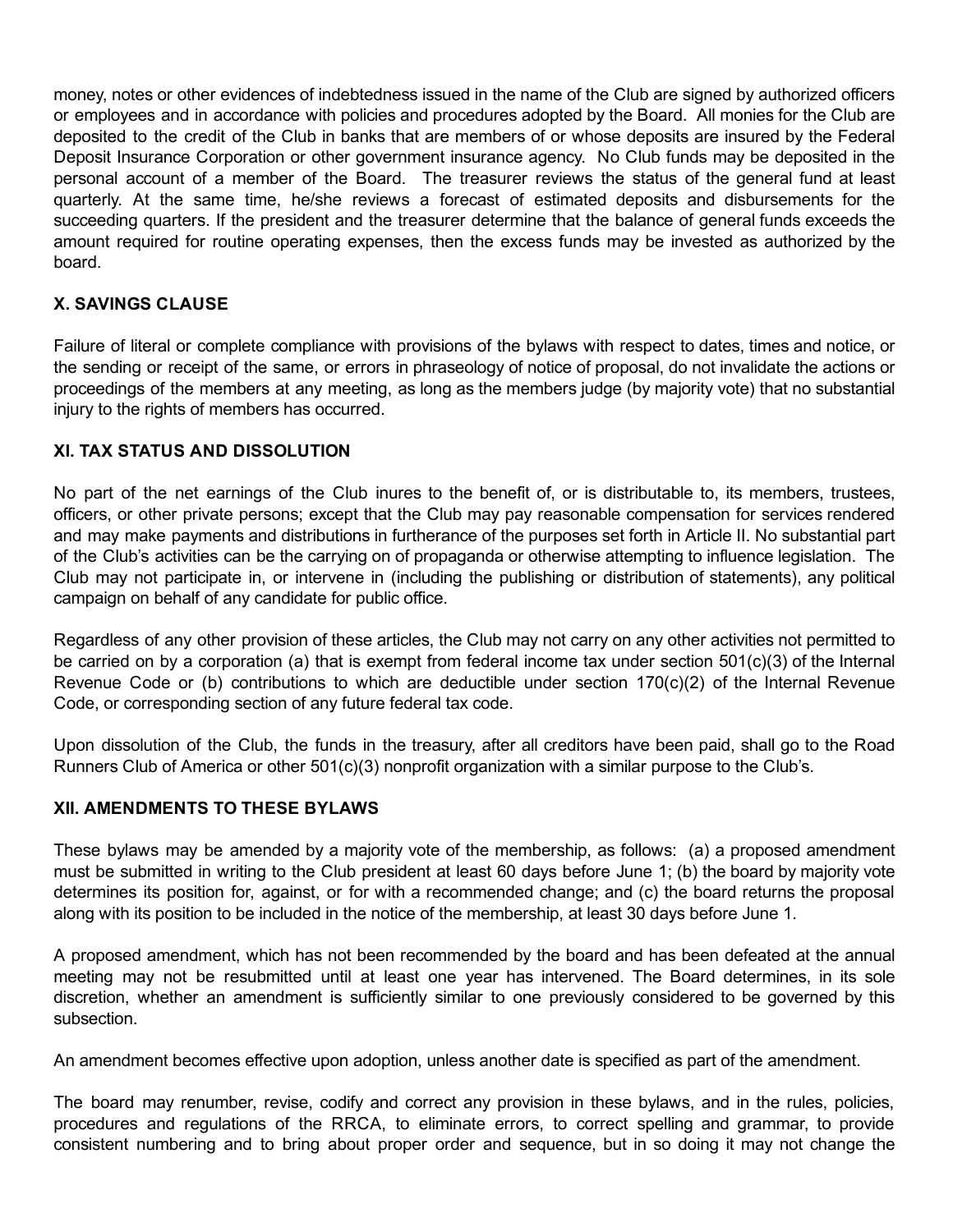money, notes or other evidences of indebtedness issued in the name of the Club are signed by authorized officers or employees and in accordance with policies and procedures adopted by the Board. All monies for the Club are deposited to the credit of the Club in banks that are members of or whose deposits are insured by the Federal Deposit Insurance Corporation or other government insurance agency. No Club funds may be deposited in the personal account of a member of the Board. The treasurer reviews the status of the general fund at least quarterly. At the same time, he/she reviews a forecast of estimated deposits and disbursements for the succeeding quarters. If the president and the treasurer determine that the balance of general funds exceeds the amount required for routine operating expenses, then the excess funds may be invested as authorized by the board.

## X. SAVINGS CLAUSE

Failure of literal or complete compliance with provisions of the bylaws with respect to dates, times and notice, or the sending or receipt of the same, or errors in phraseology of notice of proposal, do not invalidate the actions or proceedings of the members at any meeting, as long as the members judge (by majority vote) that no substantial injury to the rights of members has occurred.

## XI. TAX STATUS AND DISSOLUTION

No part of the net earnings of the Club inures to the benefit of, or is distributable to, its members, trustees, officers, or other private persons; except that the Club may pay reasonable compensation for services rendered and may make payments and distributions in furtherance of the purposes set forth in Article II. No substantial part of the Club's activities can be the carrying on of propaganda or otherwise attempting to influence legislation. The Club may not participate in, or intervene in (including the publishing or distribution of statements), any political campaign on behalf of any candidate for public office.

Regardless of any other provision of these articles, the Club may not carry on any other activities not permitted to be carried on by a corporation (a) that is exempt from federal income tax under section 501(c)(3) of the Internal Revenue Code or (b) contributions to which are deductible under section 170(c)(2) of the Internal Revenue Code, or corresponding section of any future federal tax code.

Upon dissolution of the Club, the funds in the treasury, after all creditors have been paid, shall go to the Road Runners Club of America or other 501(c)(3) nonprofit organization with a similar purpose to the Club's.

## XII. AMENDMENTS TO THESE BYLAWS

These bylaws may be amended by a majority vote of the membership, as follows: (a) a proposed amendment must be submitted in writing to the Club president at least 60 days before June 1; (b) the board by majority vote determines its position for, against, or for with a recommended change; and (c) the board returns the proposal along with its position to be included in the notice of the membership, at least 30 days before June 1.

A proposed amendment, which has not been recommended by the board and has been defeated at the annual meeting may not be resubmitted until at least one year has intervened. The Board determines, in its sole discretion, whether an amendment is sufficiently similar to one previously considered to be governed by this subsection.

An amendment becomes effective upon adoption, unless another date is specified as part of the amendment.

The board may renumber, revise, codify and correct any provision in these bylaws, and in the rules, policies, procedures and regulations of the RRCA, to eliminate errors, to correct spelling and grammar, to provide consistent numbering and to bring about proper order and sequence, but in so doing it may not change the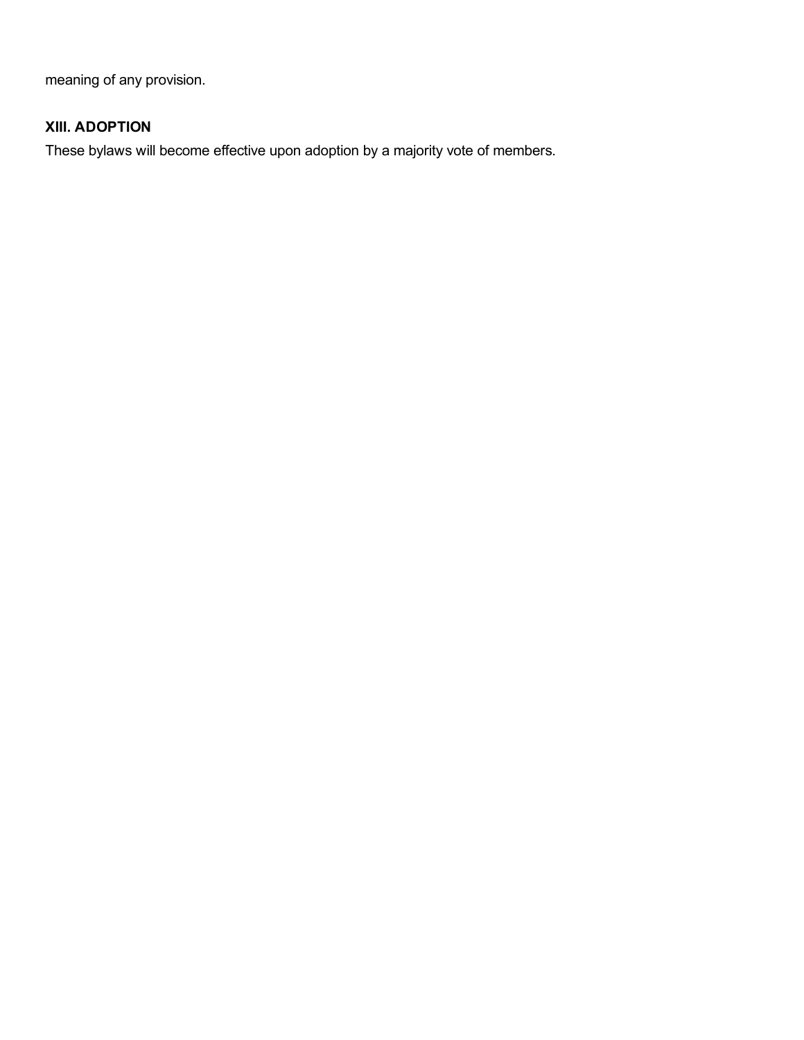meaning of any provision.

## XIII. ADOPTION

These bylaws will become effective upon adoption by a majority vote of members.